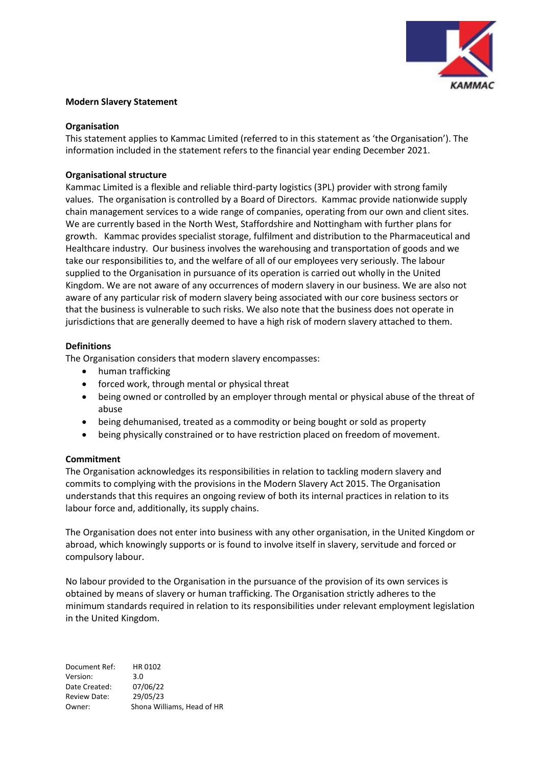**Modern Slavery Statement**

**Organisation**

This statement applies to Kammac Limited (referred to in this statement as 'the Organisation'). The information included in the statement refers to the financial year ending December 2021.

**Organisational structure**

Kammac Limited is a flexible and reliable third-party logistics (3PL) provider with strong family values. The organisation is controlled by a Board of Directors. Kammac provide nationwide supply chain management services to a wide range of companies, operating from our own and client sites. We are currently based in the North West, Staffordshire and Nottingham with further plans for growth. Kammac provides specialist storage, fulfilment and distribution to the Pharmaceutical and Healthcare industry. Our business involves the warehousing and transportation of goods and we take our responsibilities to, and the welfare of all of our employees very seriously. The labour supplied to the Organisation in pursuance of its operation is carried out wholly in the United Kingdom. We are not aware of any occurrences of modern slavery in our business. We are also not aware of any particular risk of modern slavery being associated with our core business sectors or that the business is vulnerable to such risks. We also note that the business does not operate in jurisdictions that are generally deemed to have a high risk of modern slavery attached to them.

**Definitions**

The Organisation considers that modern slavery encompasses:

- human trafficking
- forced work, through mental or physical threat
- being owned or controlled by an employer through mental or physical abuse of the threat of abuse
- being dehumanised, treated as a commodity or being bought or sold as property
- being physically constrained or to have restriction placed on freedom of movement.

**Commitment**

The Organisation acknowledges its responsibilities in relation to tackling modern slavery and commits to complying with the provisions in the Modern Slavery Act 2015. The Organisation understands that this requires an ongoing review of both its internal practices in relation to its labour force and, additionally, its supply chains.

The Organisation does not enter into business with any other organisation, in the United Kingdom or abroad, which knowingly supports or is found to involve itself in slavery, servitude and forced or compulsory labour.

No labour provided to the Organisation in the pursuance of the provision of its own services is obtained by means of slavery or human trafficking. The Organisation strictly adheres to the minimum standards required in relation to its responsibilities under relevant employment legislation in the United Kingdom.

Document Ref: HR 0102
Version: 3.0
Date Created: 07/06/22
Review Date: 29/05/23
Owner: Shona Williams, Head of HR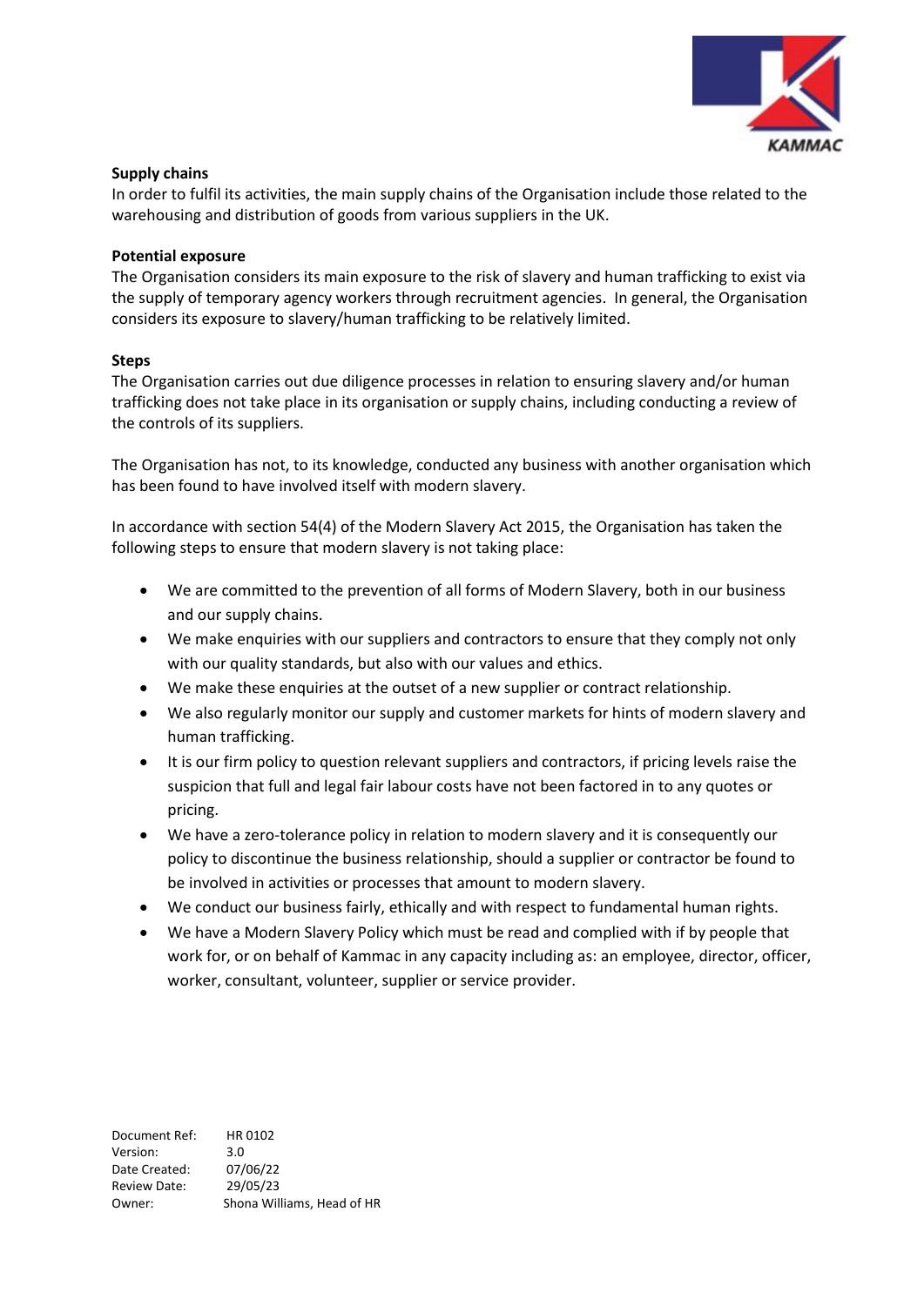**Supply chains**

In order to fulfil its activities, the main supply chains of the Organisation include those related to the warehousing and distribution of goods from various suppliers in the UK.

**Potential exposure**

The Organisation considers its main exposure to the risk of slavery and human trafficking to exist via the supply of temporary agency workers through recruitment agencies. In general, the Organisation considers its exposure to slavery/human trafficking to be relatively limited.

**Steps**

The Organisation carries out due diligence processes in relation to ensuring slavery and/or human trafficking does not take place in its organisation or supply chains, including conducting a review of the controls of its suppliers.

The Organisation has not, to its knowledge, conducted any business with another organisation which has been found to have involved itself with modern slavery.

In accordance with section 54(4) of the Modern Slavery Act 2015, the Organisation has taken the following steps to ensure that modern slavery is not taking place:

- We are committed to the prevention of all forms of Modern Slavery, both in our business and our supply chains.
- We make enquiries with our suppliers and contractors to ensure that they comply not only with our quality standards, but also with our values and ethics.
- We make these enquiries at the outset of a new supplier or contract relationship.
- We also regularly monitor our supply and customer markets for hints of modern slavery and human trafficking.
- It is our firm policy to question relevant suppliers and contractors, if pricing levels raise the suspicion that full and legal fair labour costs have not been factored in to any quotes or pricing.
- We have a zero-tolerance policy in relation to modern slavery and it is consequently our policy to discontinue the business relationship, should a supplier or contractor be found to be involved in activities or processes that amount to modern slavery.
- We conduct our business fairly, ethically and with respect to fundamental human rights.
- We have a Modern Slavery Policy which must be read and complied with if by people that work for, or on behalf of Kammac in any capacity including as: an employee, director, officer, worker, consultant, volunteer, supplier or service provider.

Document Ref: HR 0102
Version: 3.0
Date Created: 07/06/22
Review Date: 29/05/23
Owner: Shona Williams, Head of HR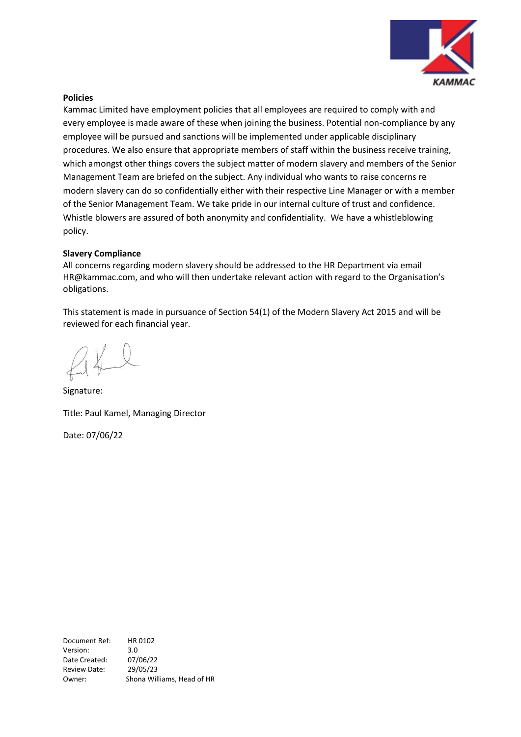## Policies

Kammac Limited have employment policies that all employees are required to comply with and every employee is made aware of these when joining the business. Potential non-compliance by any employee will be pursued and sanctions will be implemented under applicable disciplinary procedures. We also ensure that appropriate members of staff within the business receive training, which amongst other things covers the subject matter of modern slavery and members of the Senior Management Team are briefed on the subject. Any individual who wants to raise concerns re modern slavery can do so confidentially either with their respective Line Manager or with a member of the Senior Management Team. We take pride in our internal culture of trust and confidence. Whistle blowers are assured of both anonymity and confidentiality. We have a whistleblowing policy.

## Slavery Compliance

All concerns regarding modern slavery should be addressed to the HR Department via email HR@kammac.com, and who will then undertake relevant action with regard to the Organisation's obligations.

This statement is made in pursuance of Section 54(1) of the Modern Slavery Act 2015 and will be reviewed for each financial year.

Signature:

Title: Paul Kamel, Managing Director

Date: 07/06/22

| | |
|---|---|
| Document Ref: | HR 0102 |
| Version: | 3.0 |
| Date Created: | 07/06/22 |
| Review Date: | 29/05/23 |
| Owner: | Shona Williams, Head of HR |